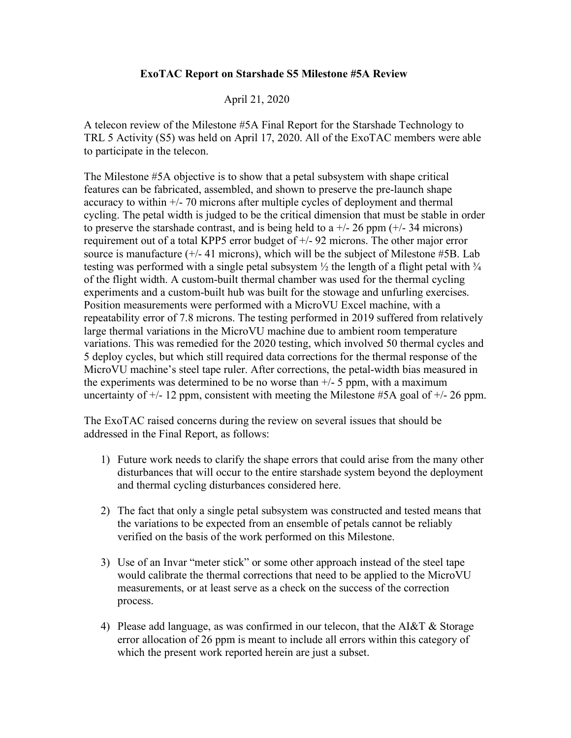**ExoTAC Report on Starshade S5 Milestone #5A Review**

April 21, 2020

A telecon review of the Milestone #5A Final Report for the Starshade Technology to TRL 5 Activity (S5) was held on April 17, 2020. All of the ExoTAC members were able to participate in the telecon.

The Milestone #5A objective is to show that a petal subsystem with shape critical features can be fabricated, assembled, and shown to preserve the pre-launch shape accuracy to within +/- 70 microns after multiple cycles of deployment and thermal cycling. The petal width is judged to be the critical dimension that must be stable in order to preserve the starshade contrast, and is being held to a +/- 26 ppm (+/- 34 microns) requirement out of a total KPP5 error budget of +/- 92 microns. The other major error source is manufacture (+/- 41 microns), which will be the subject of Milestone #5B. Lab testing was performed with a single petal subsystem ½ the length of a flight petal with ¾ of the flight width. A custom-built thermal chamber was used for the thermal cycling experiments and a custom-built hub was built for the stowage and unfurling exercises. Position measurements were performed with a MicroVU Excel machine, with a repeatability error of 7.8 microns. The testing performed in 2019 suffered from relatively large thermal variations in the MicroVU machine due to ambient room temperature variations. This was remedied for the 2020 testing, which involved 50 thermal cycles and 5 deploy cycles, but which still required data corrections for the thermal response of the MicroVU machine's steel tape ruler. After corrections, the petal-width bias measured in the experiments was determined to be no worse than +/- 5 ppm, with a maximum uncertainty of +/- 12 ppm, consistent with meeting the Milestone #5A goal of +/- 26 ppm.

The ExoTAC raised concerns during the review on several issues that should be addressed in the Final Report, as follows:

1) Future work needs to clarify the shape errors that could arise from the many other disturbances that will occur to the entire starshade system beyond the deployment and thermal cycling disturbances considered here.

2) The fact that only a single petal subsystem was constructed and tested means that the variations to be expected from an ensemble of petals cannot be reliably verified on the basis of the work performed on this Milestone.

3) Use of an Invar "meter stick" or some other approach instead of the steel tape would calibrate the thermal corrections that need to be applied to the MicroVU measurements, or at least serve as a check on the success of the correction process.

4) Please add language, as was confirmed in our telecon, that the AI&T & Storage error allocation of 26 ppm is meant to include all errors within this category of which the present work reported herein are just a subset.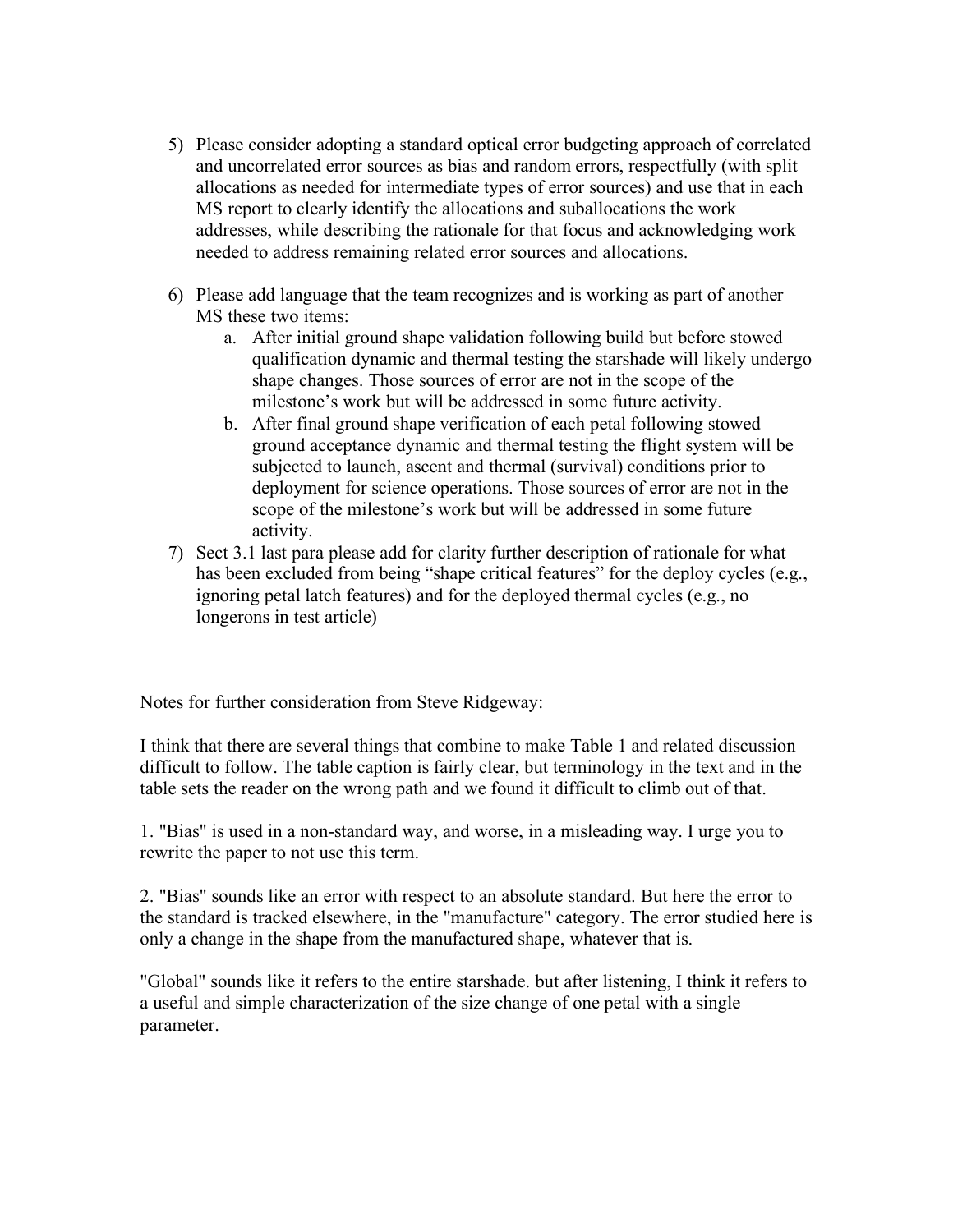5) Please consider adopting a standard optical error budgeting approach of correlated and uncorrelated error sources as bias and random errors, respectfully (with split allocations as needed for intermediate types of error sources) and use that in each MS report to clearly identify the allocations and suballocations the work addresses, while describing the rationale for that focus and acknowledging work needed to address remaining related error sources and allocations.

6) Please add language that the team recognizes and is working as part of another MS these two items:
   a. After initial ground shape validation following build but before stowed qualification dynamic and thermal testing the starshade will likely undergo shape changes. Those sources of error are not in the scope of the milestone's work but will be addressed in some future activity.
   b. After final ground shape verification of each petal following stowed ground acceptance dynamic and thermal testing the flight system will be subjected to launch, ascent and thermal (survival) conditions prior to deployment for science operations. Those sources of error are not in the scope of the milestone's work but will be addressed in some future activity.

7) Sect 3.1 last para please add for clarity further description of rationale for what has been excluded from being "shape critical features" for the deploy cycles (e.g., ignoring petal latch features) and for the deployed thermal cycles (e.g., no longerons in test article)

Notes for further consideration from Steve Ridgeway:

I think that there are several things that combine to make Table 1 and related discussion difficult to follow. The table caption is fairly clear, but terminology in the text and in the table sets the reader on the wrong path and we found it difficult to climb out of that.

1. "Bias" is used in a non-standard way, and worse, in a misleading way. I urge you to rewrite the paper to not use this term.

2. "Bias" sounds like an error with respect to an absolute standard. But here the error to the standard is tracked elsewhere, in the "manufacture" category. The error studied here is only a change in the shape from the manufactured shape, whatever that is.

"Global" sounds like it refers to the entire starshade. but after listening, I think it refers to a useful and simple characterization of the size change of one petal with a single parameter.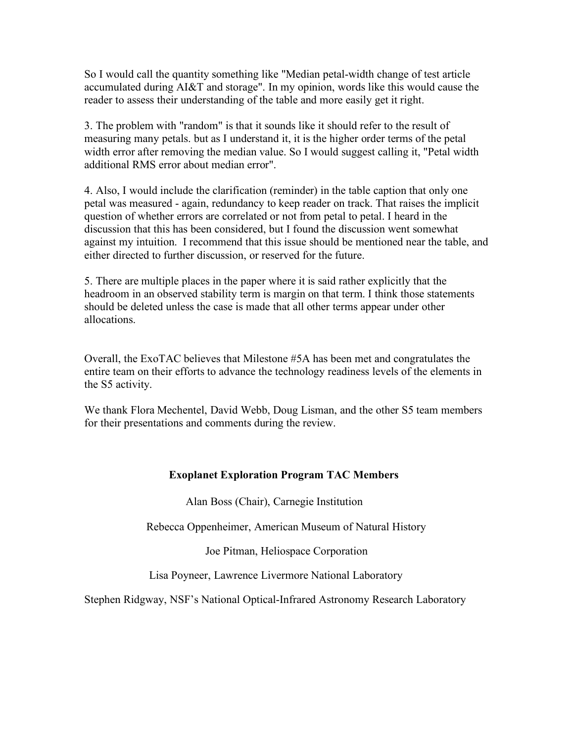So I would call the quantity something like "Median petal-width change of test article accumulated during AI&T and storage". In my opinion, words like this would cause the reader to assess their understanding of the table and more easily get it right.

3. The problem with "random" is that it sounds like it should refer to the result of measuring many petals. but as I understand it, it is the higher order terms of the petal width error after removing the median value. So I would suggest calling it, "Petal width additional RMS error about median error".

4. Also, I would include the clarification (reminder) in the table caption that only one petal was measured - again, redundancy to keep reader on track. That raises the implicit question of whether errors are correlated or not from petal to petal. I heard in the discussion that this has been considered, but I found the discussion went somewhat against my intuition. I recommend that this issue should be mentioned near the table, and either directed to further discussion, or reserved for the future.

5. There are multiple places in the paper where it is said rather explicitly that the headroom in an observed stability term is margin on that term. I think those statements should be deleted unless the case is made that all other terms appear under other allocations.

Overall, the ExoTAC believes that Milestone #5A has been met and congratulates the entire team on their efforts to advance the technology readiness levels of the elements in the S5 activity.

We thank Flora Mechentel, David Webb, Doug Lisman, and the other S5 team members for their presentations and comments during the review.

**Exoplanet Exploration Program TAC Members**

Alan Boss (Chair), Carnegie Institution

Rebecca Oppenheimer, American Museum of Natural History

Joe Pitman, Heliospace Corporation

Lisa Poyneer, Lawrence Livermore National Laboratory

Stephen Ridgway, NSF's National Optical-Infrared Astronomy Research Laboratory